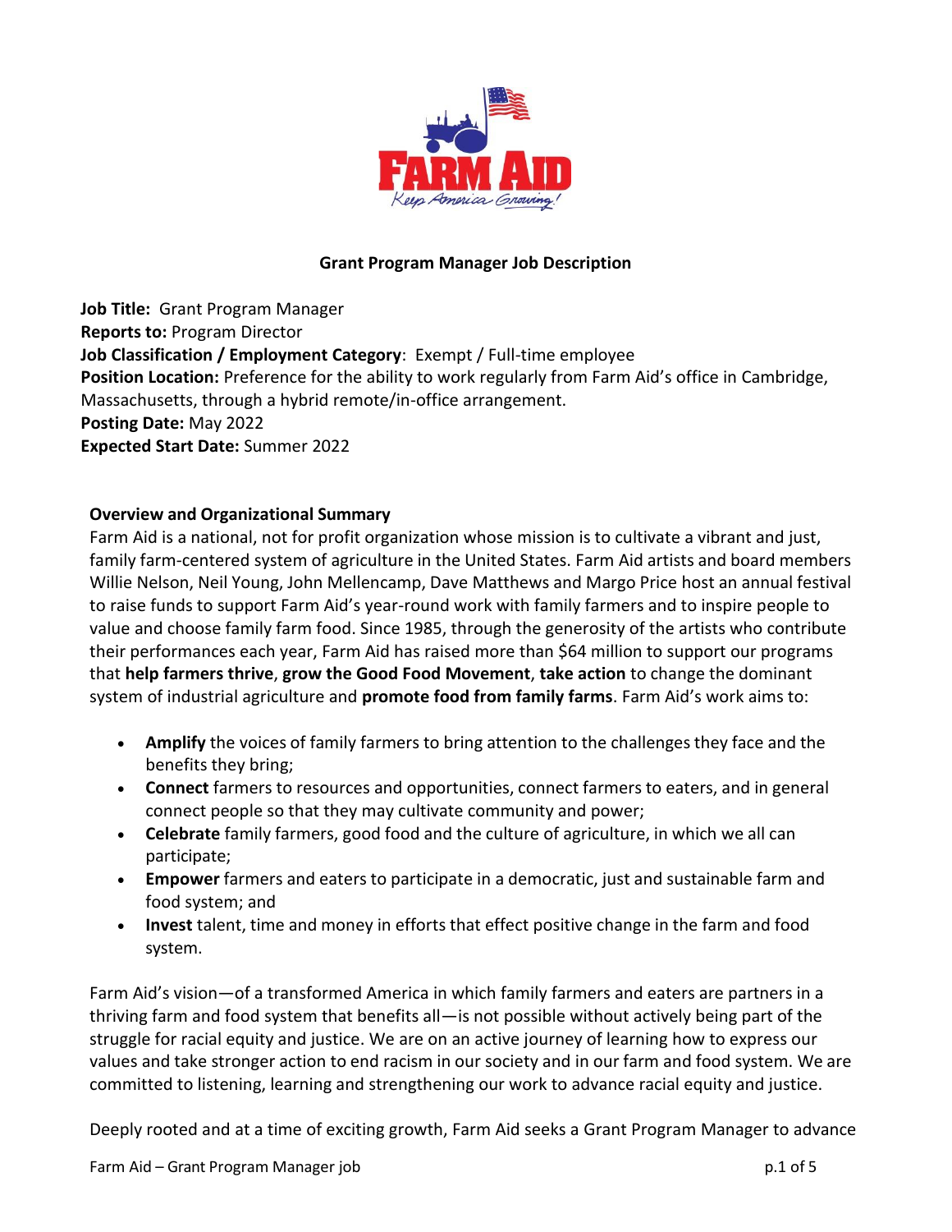# Grant Program Manager Job Description

**Job Title:** Grant Program Manager
**Reports to:** Program Director
**Job Classification / Employment Category**: Exempt / Full-time employee
**Position Location:** Preference for the ability to work regularly from Farm Aid's office in Cambridge, Massachusetts, through a hybrid remote/in-office arrangement.
**Posting Date:** May 2022
**Expected Start Date:** Summer 2022

## Overview and Organizational Summary

Farm Aid is a national, not for profit organization whose mission is to cultivate a vibrant and just, family farm-centered system of agriculture in the United States. Farm Aid artists and board members Willie Nelson, Neil Young, John Mellencamp, Dave Matthews and Margo Price host an annual festival to raise funds to support Farm Aid's year-round work with family farmers and to inspire people to value and choose family farm food. Since 1985, through the generosity of the artists who contribute their performances each year, Farm Aid has raised more than $64 million to support our programs that **help farmers thrive**, **grow the Good Food Movement**, **take action** to change the dominant system of industrial agriculture and **promote food from family farms**. Farm Aid's work aims to:

- **Amplify** the voices of family farmers to bring attention to the challenges they face and the benefits they bring;
- **Connect** farmers to resources and opportunities, connect farmers to eaters, and in general connect people so that they may cultivate community and power;
- **Celebrate** family farmers, good food and the culture of agriculture, in which we all can participate;
- **Empower** farmers and eaters to participate in a democratic, just and sustainable farm and food system; and
- **Invest** talent, time and money in efforts that effect positive change in the farm and food system.

Farm Aid's vision—of a transformed America in which family farmers and eaters are partners in a thriving farm and food system that benefits all—is not possible without actively being part of the struggle for racial equity and justice. We are on an active journey of learning how to express our values and take stronger action to end racism in our society and in our farm and food system. We are committed to listening, learning and strengthening our work to advance racial equity and justice.

Deeply rooted and at a time of exciting growth, Farm Aid seeks a Grant Program Manager to advance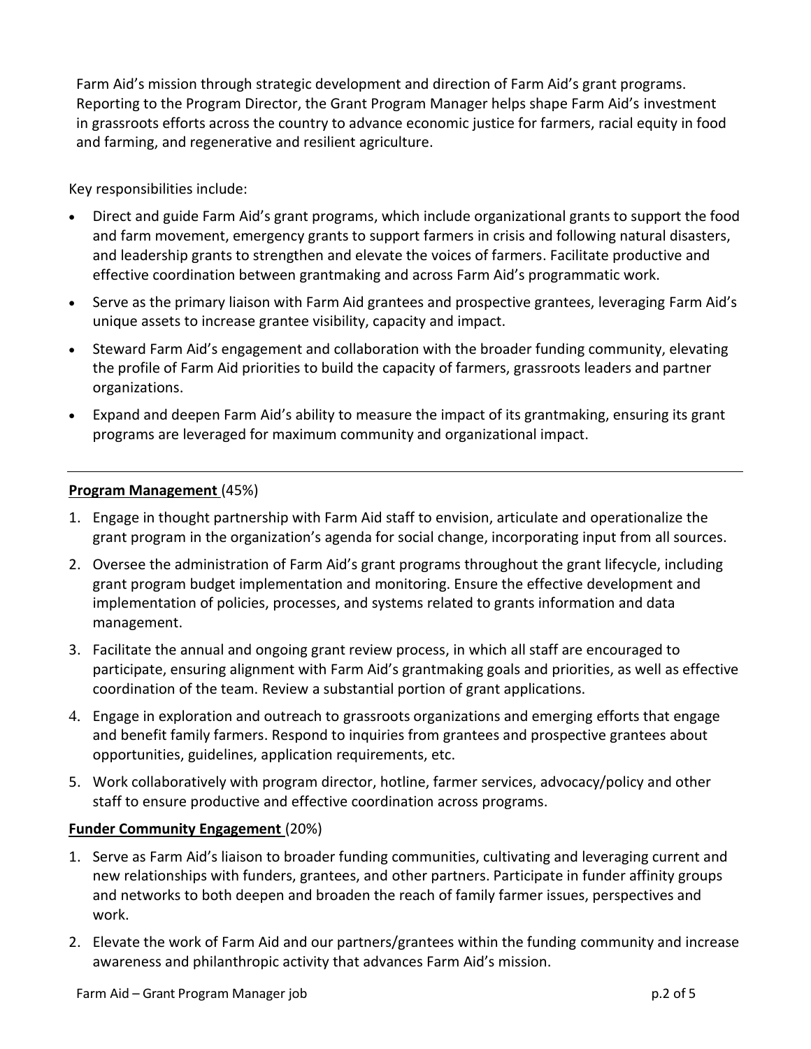Farm Aid's mission through strategic development and direction of Farm Aid's grant programs. Reporting to the Program Director, the Grant Program Manager helps shape Farm Aid's investment in grassroots efforts across the country to advance economic justice for farmers, racial equity in food and farming, and regenerative and resilient agriculture.

Key responsibilities include:

- Direct and guide Farm Aid's grant programs, which include organizational grants to support the food and farm movement, emergency grants to support farmers in crisis and following natural disasters, and leadership grants to strengthen and elevate the voices of farmers. Facilitate productive and effective coordination between grantmaking and across Farm Aid's programmatic work.
- Serve as the primary liaison with Farm Aid grantees and prospective grantees, leveraging Farm Aid's unique assets to increase grantee visibility, capacity and impact.
- Steward Farm Aid's engagement and collaboration with the broader funding community, elevating the profile of Farm Aid priorities to build the capacity of farmers, grassroots leaders and partner organizations.
- Expand and deepen Farm Aid's ability to measure the impact of its grantmaking, ensuring its grant programs are leveraged for maximum community and organizational impact.

---

**Program Management** (45%)

1. Engage in thought partnership with Farm Aid staff to envision, articulate and operationalize the grant program in the organization's agenda for social change, incorporating input from all sources.
2. Oversee the administration of Farm Aid's grant programs throughout the grant lifecycle, including grant program budget implementation and monitoring. Ensure the effective development and implementation of policies, processes, and systems related to grants information and data management.
3. Facilitate the annual and ongoing grant review process, in which all staff are encouraged to participate, ensuring alignment with Farm Aid's grantmaking goals and priorities, as well as effective coordination of the team. Review a substantial portion of grant applications.
4. Engage in exploration and outreach to grassroots organizations and emerging efforts that engage and benefit family farmers. Respond to inquiries from grantees and prospective grantees about opportunities, guidelines, application requirements, etc.
5. Work collaboratively with program director, hotline, farmer services, advocacy/policy and other staff to ensure productive and effective coordination across programs.

**Funder Community Engagement** (20%)

1. Serve as Farm Aid's liaison to broader funding communities, cultivating and leveraging current and new relationships with funders, grantees, and other partners. Participate in funder affinity groups and networks to both deepen and broaden the reach of family farmer issues, perspectives and work.
2. Elevate the work of Farm Aid and our partners/grantees within the funding community and increase awareness and philanthropic activity that advances Farm Aid's mission.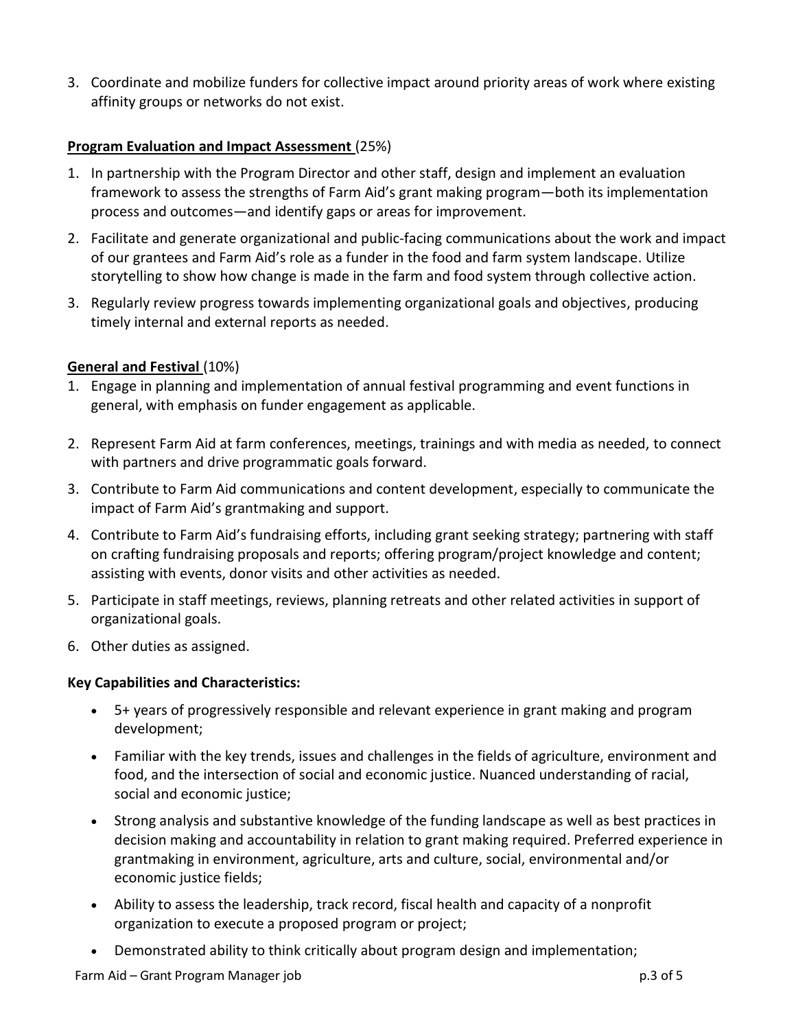3. Coordinate and mobilize funders for collective impact around priority areas of work where existing affinity groups or networks do not exist.

**<u>Program Evaluation and Impact Assessment</u>** (25%)

1. In partnership with the Program Director and other staff, design and implement an evaluation framework to assess the strengths of Farm Aid's grant making program—both its implementation process and outcomes—and identify gaps or areas for improvement.
2. Facilitate and generate organizational and public-facing communications about the work and impact of our grantees and Farm Aid's role as a funder in the food and farm system landscape. Utilize storytelling to show how change is made in the farm and food system through collective action.
3. Regularly review progress towards implementing organizational goals and objectives, producing timely internal and external reports as needed.

**<u>General and Festival</u>** (10%)

1. Engage in planning and implementation of annual festival programming and event functions in general, with emphasis on funder engagement as applicable.
2. Represent Farm Aid at farm conferences, meetings, trainings and with media as needed, to connect with partners and drive programmatic goals forward.
3. Contribute to Farm Aid communications and content development, especially to communicate the impact of Farm Aid's grantmaking and support.
4. Contribute to Farm Aid's fundraising efforts, including grant seeking strategy; partnering with staff on crafting fundraising proposals and reports; offering program/project knowledge and content; assisting with events, donor visits and other activities as needed.
5. Participate in staff meetings, reviews, planning retreats and other related activities in support of organizational goals.
6. Other duties as assigned.

**Key Capabilities and Characteristics:**

- 5+ years of progressively responsible and relevant experience in grant making and program development;
- Familiar with the key trends, issues and challenges in the fields of agriculture, environment and food, and the intersection of social and economic justice. Nuanced understanding of racial, social and economic justice;
- Strong analysis and substantive knowledge of the funding landscape as well as best practices in decision making and accountability in relation to grant making required. Preferred experience in grantmaking in environment, agriculture, arts and culture, social, environmental and/or economic justice fields;
- Ability to assess the leadership, track record, fiscal health and capacity of a nonprofit organization to execute a proposed program or project;
- Demonstrated ability to think critically about program design and implementation;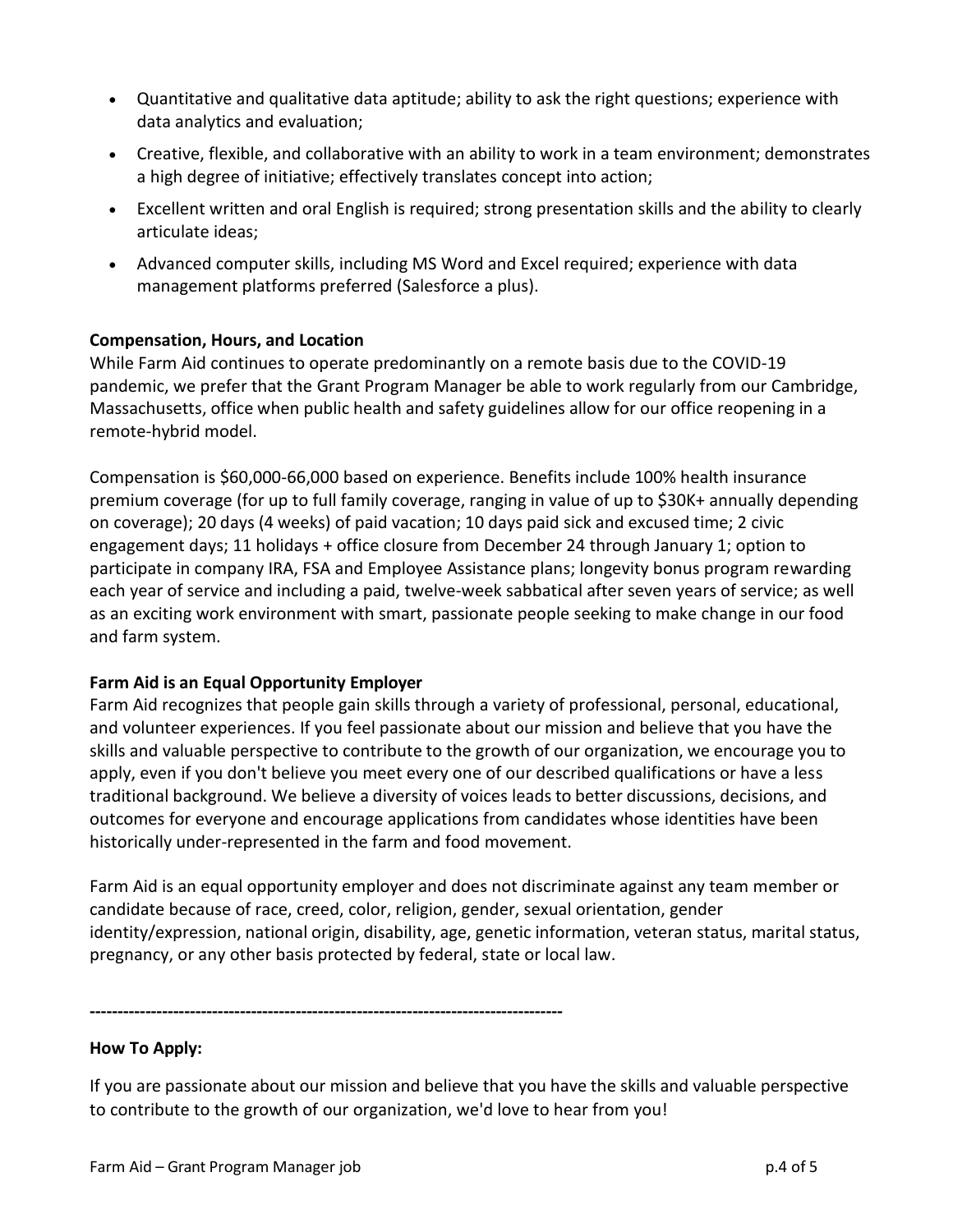- Quantitative and qualitative data aptitude; ability to ask the right questions; experience with data analytics and evaluation;
- Creative, flexible, and collaborative with an ability to work in a team environment; demonstrates a high degree of initiative; effectively translates concept into action;
- Excellent written and oral English is required; strong presentation skills and the ability to clearly articulate ideas;
- Advanced computer skills, including MS Word and Excel required; experience with data management platforms preferred (Salesforce a plus).

**Compensation, Hours, and Location**

While Farm Aid continues to operate predominantly on a remote basis due to the COVID-19 pandemic, we prefer that the Grant Program Manager be able to work regularly from our Cambridge, Massachusetts, office when public health and safety guidelines allow for our office reopening in a remote-hybrid model.

Compensation is $60,000-66,000 based on experience. Benefits include 100% health insurance premium coverage (for up to full family coverage, ranging in value of up to $30K+ annually depending on coverage); 20 days (4 weeks) of paid vacation; 10 days paid sick and excused time; 2 civic engagement days; 11 holidays + office closure from December 24 through January 1; option to participate in company IRA, FSA and Employee Assistance plans; longevity bonus program rewarding each year of service and including a paid, twelve-week sabbatical after seven years of service; as well as an exciting work environment with smart, passionate people seeking to make change in our food and farm system.

**Farm Aid is an Equal Opportunity Employer**

Farm Aid recognizes that people gain skills through a variety of professional, personal, educational, and volunteer experiences. If you feel passionate about our mission and believe that you have the skills and valuable perspective to contribute to the growth of our organization, we encourage you to apply, even if you don't believe you meet every one of our described qualifications or have a less traditional background. We believe a diversity of voices leads to better discussions, decisions, and outcomes for everyone and encourage applications from candidates whose identities have been historically under-represented in the farm and food movement.

Farm Aid is an equal opportunity employer and does not discriminate against any team member or candidate because of race, creed, color, religion, gender, sexual orientation, gender identity/expression, national origin, disability, age, genetic information, veteran status, marital status, pregnancy, or any other basis protected by federal, state or local law.

**-----------------------------------------------------------------------------------**

**How To Apply:**

If you are passionate about our mission and believe that you have the skills and valuable perspective to contribute to the growth of our organization, we'd love to hear from you!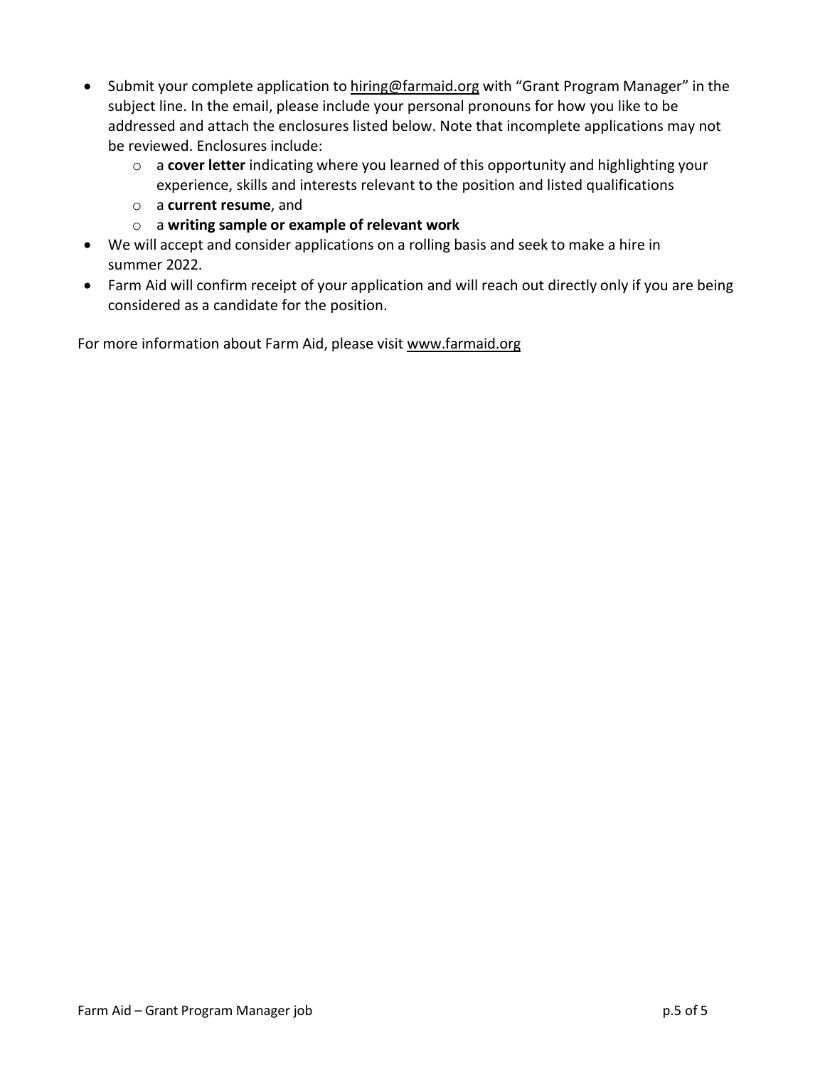- Submit your complete application to hiring@farmaid.org with "Grant Program Manager" in the subject line. In the email, please include your personal pronouns for how you like to be addressed and attach the enclosures listed below. Note that incomplete applications may not be reviewed. Enclosures include:
  - a **cover letter** indicating where you learned of this opportunity and highlighting your experience, skills and interests relevant to the position and listed qualifications
  - a **current resume**, and
  - a **writing sample or example of relevant work**
- We will accept and consider applications on a rolling basis and seek to make a hire in summer 2022.
- Farm Aid will confirm receipt of your application and will reach out directly only if you are being considered as a candidate for the position.

For more information about Farm Aid, please visit www.farmaid.org